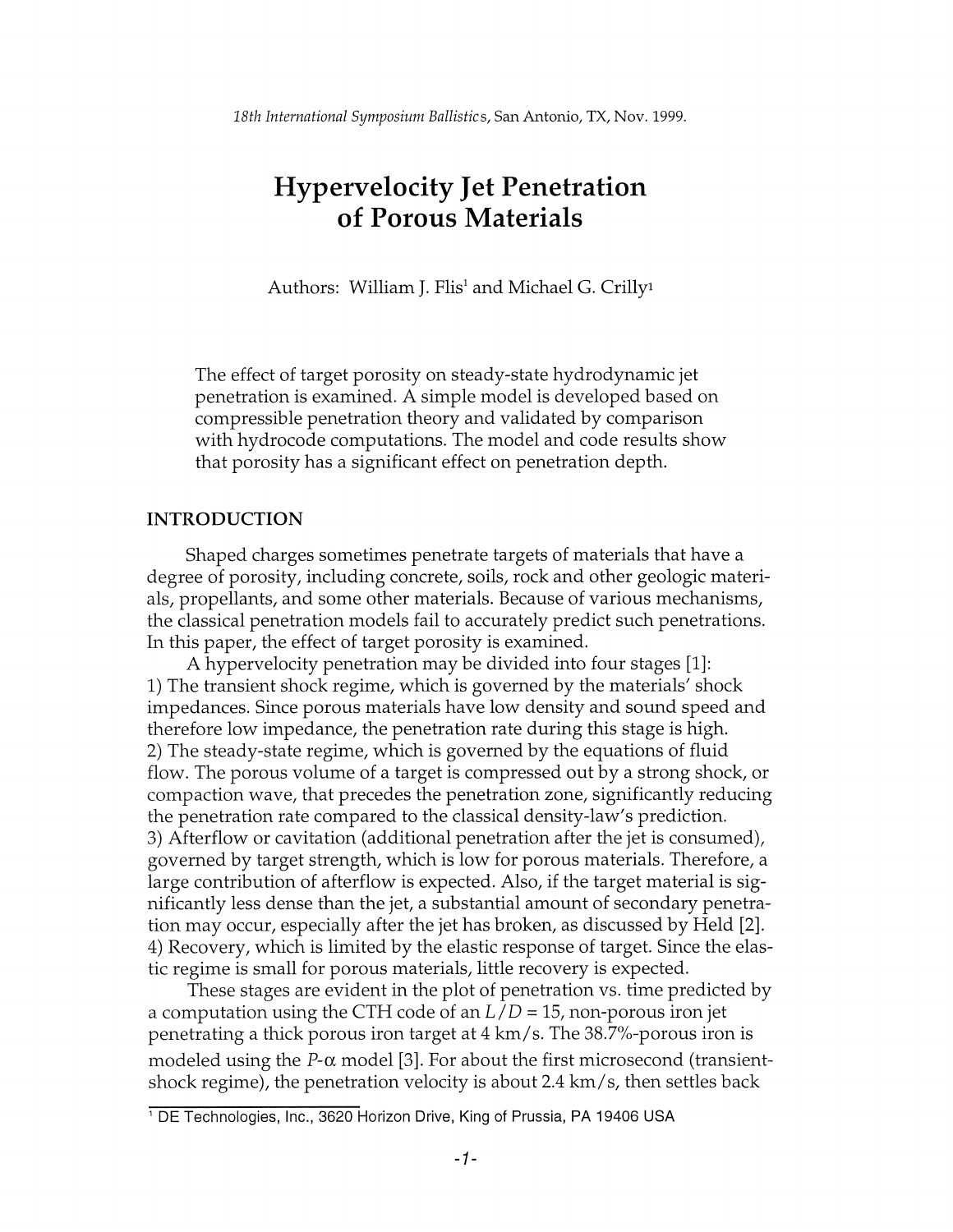*18th International Symposium Ballistics, San Antonio, TX, Nov. 1999.*

# Hypervelocity Jet Penetration of Porous Materials

Authors: William J. Flis[1] and Michael G. Crilly[1]

The effect of target porosity on steady-state hydrodynamic jet penetration is examined. A simple model is developed based on compressible penetration theory and validated by comparison with hydrocode computations. The model and code results show that porosity has a significant effect on penetration depth.

## INTRODUCTION

Shaped charges sometimes penetrate targets of materials that have a degree of porosity, including concrete, soils, rock and other geologic materials, propellants, and some other materials. Because of various mechanisms, the classical penetration models fail to accurately predict such penetrations. In this paper, the effect of target porosity is examined.

A hypervelocity penetration may be divided into four stages [1]:

1) The transient shock regime, which is governed by the materials' shock impedances. Since porous materials have low density and sound speed and therefore low impedance, the penetration rate during this stage is high.

2) The steady-state regime, which is governed by the equations of fluid flow. The porous volume of a target is compressed out by a strong shock, or compaction wave, that precedes the penetration zone, significantly reducing the penetration rate compared to the classical density-law's prediction.

3) Afterflow or cavitation (additional penetration after the jet is consumed), governed by target strength, which is low for porous materials. Therefore, a large contribution of afterflow is expected. Also, if the target material is significantly less dense than the jet, a substantial amount of secondary penetration may occur, especially after the jet has broken, as discussed by Held [2].

4) Recovery, which is limited by the elastic response of target. Since the elastic regime is small for porous materials, little recovery is expected.

These stages are evident in the plot of penetration vs. time predicted by a computation using the CTH code of an $L/D = 15$, non-porous iron jet penetrating a thick porous iron target at 4 km/s. The 38.7%-porous iron is modeled using the $P$-$\alpha$ model [3]. For about the first microsecond (transient-shock regime), the penetration velocity is about 2.4 km/s, then settles back

[1] DE Technologies, Inc., 3620 Horizon Drive, King of Prussia, PA 19406 USA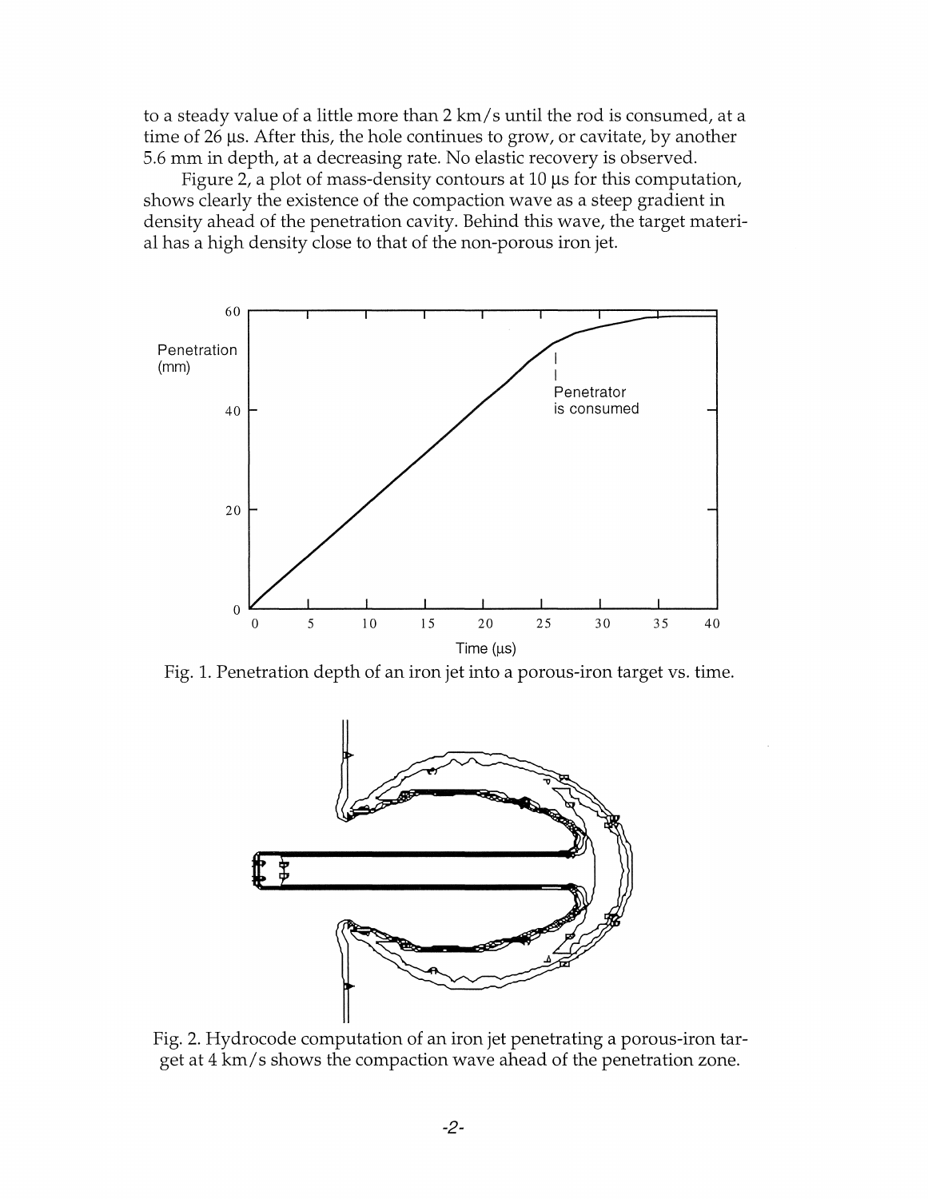to a steady value of a little more than 2 km/s until the rod is consumed, at a time of 26 μs. After this, the hole continues to grow, or cavitate, by another 5.6 mm in depth, at a decreasing rate. No elastic recovery is observed.

Figure 2, a plot of mass-density contours at 10 μs for this computation, shows clearly the existence of the compaction wave as a steep gradient in density ahead of the penetration cavity. Behind this wave, the target material has a high density close to that of the non-porous iron jet.

Fig. 1. Penetration depth of an iron jet into a porous-iron target vs. time.

Fig. 2. Hydrocode computation of an iron jet penetrating a porous-iron target at 4 km/s shows the compaction wave ahead of the penetration zone.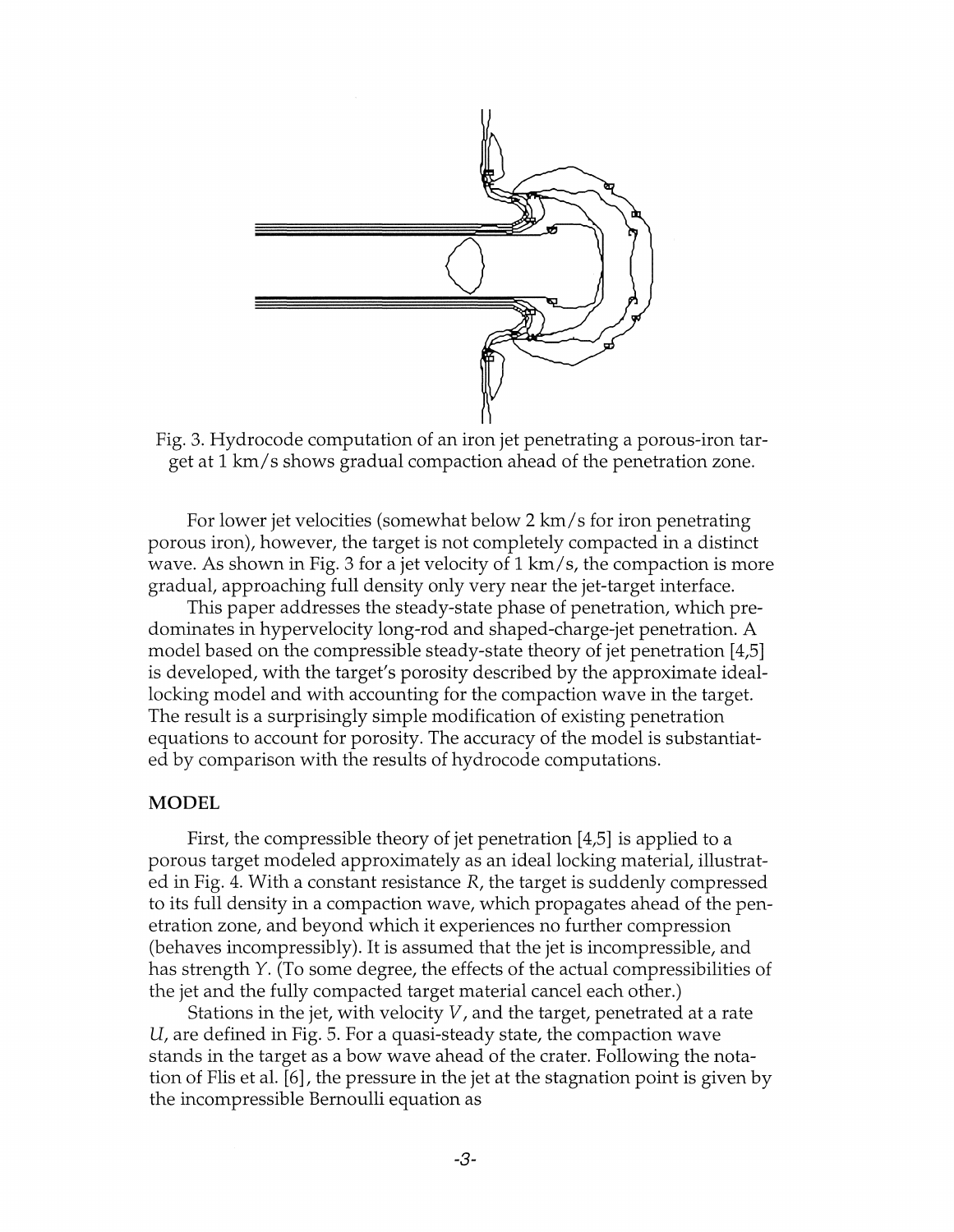Fig. 3. Hydrocode computation of an iron jet penetrating a porous-iron target at 1 km/s shows gradual compaction ahead of the penetration zone.

For lower jet velocities (somewhat below 2 km/s for iron penetrating porous iron), however, the target is not completely compacted in a distinct wave. As shown in Fig. 3 for a jet velocity of 1 km/s, the compaction is more gradual, approaching full density only very near the jet-target interface.

This paper addresses the steady-state phase of penetration, which predominates in hypervelocity long-rod and shaped-charge-jet penetration. A model based on the compressible steady-state theory of jet penetration [4,5] is developed, with the target's porosity described by the approximate ideal-locking model and with accounting for the compaction wave in the target. The result is a surprisingly simple modification of existing penetration equations to account for porosity. The accuracy of the model is substantiated by comparison with the results of hydrocode computations.

## MODEL

First, the compressible theory of jet penetration [4,5] is applied to a porous target modeled approximately as an ideal locking material, illustrated in Fig. 4. With a constant resistance $R$, the target is suddenly compressed to its full density in a compaction wave, which propagates ahead of the penetration zone, and beyond which it experiences no further compression (behaves incompressibly). It is assumed that the jet is incompressible, and has strength $Y$. (To some degree, the effects of the actual compressibilities of the jet and the fully compacted target material cancel each other.)

Stations in the jet, with velocity $V$, and the target, penetrated at a rate $U$, are defined in Fig. 5. For a quasi-steady state, the compaction wave stands in the target as a bow wave ahead of the crater. Following the notation of Flis et al. [6], the pressure in the jet at the stagnation point is given by the incompressible Bernoulli equation as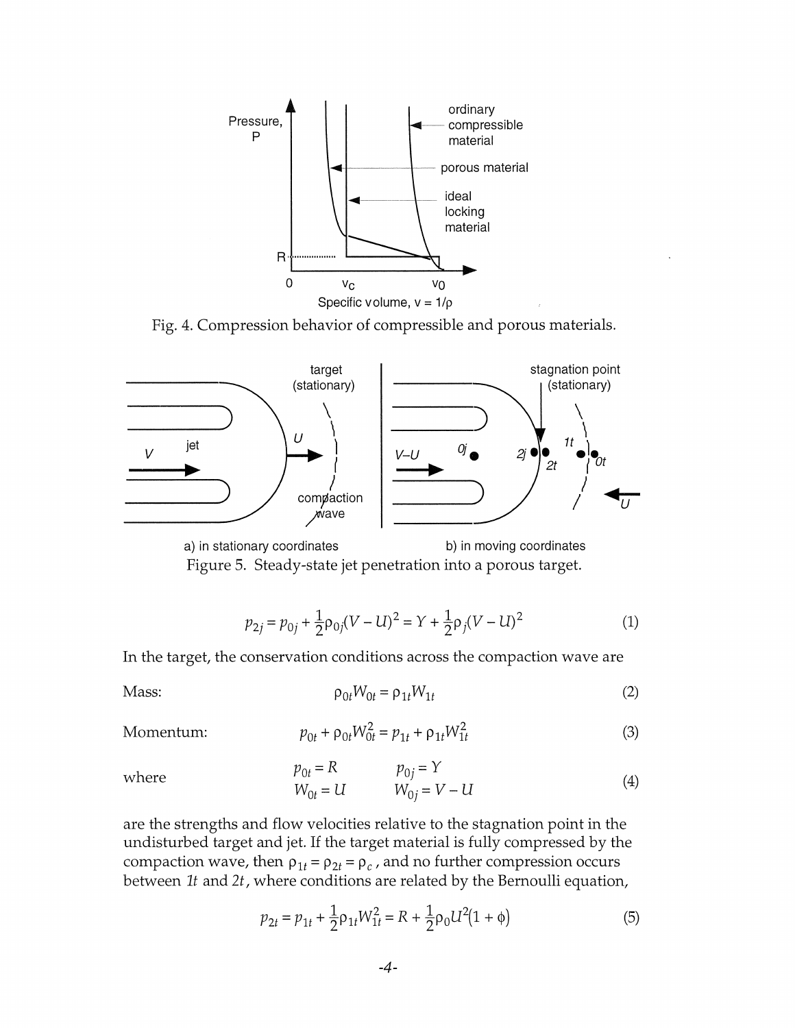Fig. 4. Compression behavior of compressible and porous materials.

Figure 5. Steady-state jet penetration into a porous target.

$$p_{2j} = p_{0j} + \frac{1}{2}\rho_{0j}(V - U)^2 = Y + \frac{1}{2}\rho_j(V - U)^2 \tag{1}$$

In the target, the conservation conditions across the compaction wave are

Mass:

$$\rho_{0t}W_{0t} = \rho_{1t}W_{1t} \tag{2}$$

Momentum:

$$p_{0t} + \rho_{0t}W_{0t}^2 = p_{1t} + \rho_{1t}W_{1t}^2 \tag{3}$$

where

$$p_{0t} = R \qquad p_{0j} = Y$$
$$W_{0t} = U \qquad W_{0j} = V - U \tag{4}$$

are the strengths and flow velocities relative to the stagnation point in the undisturbed target and jet. If the target material is fully compressed by the compaction wave, then $\rho_{1t} = \rho_{2t} = \rho_c$, and no further compression occurs between *1t* and *2t*, where conditions are related by the Bernoulli equation,

$$p_{2t} = p_{1t} + \frac{1}{2}\rho_{1t}W_{1t}^2 = R + \frac{1}{2}\rho_0 U^2(1 + \phi) \tag{5}$$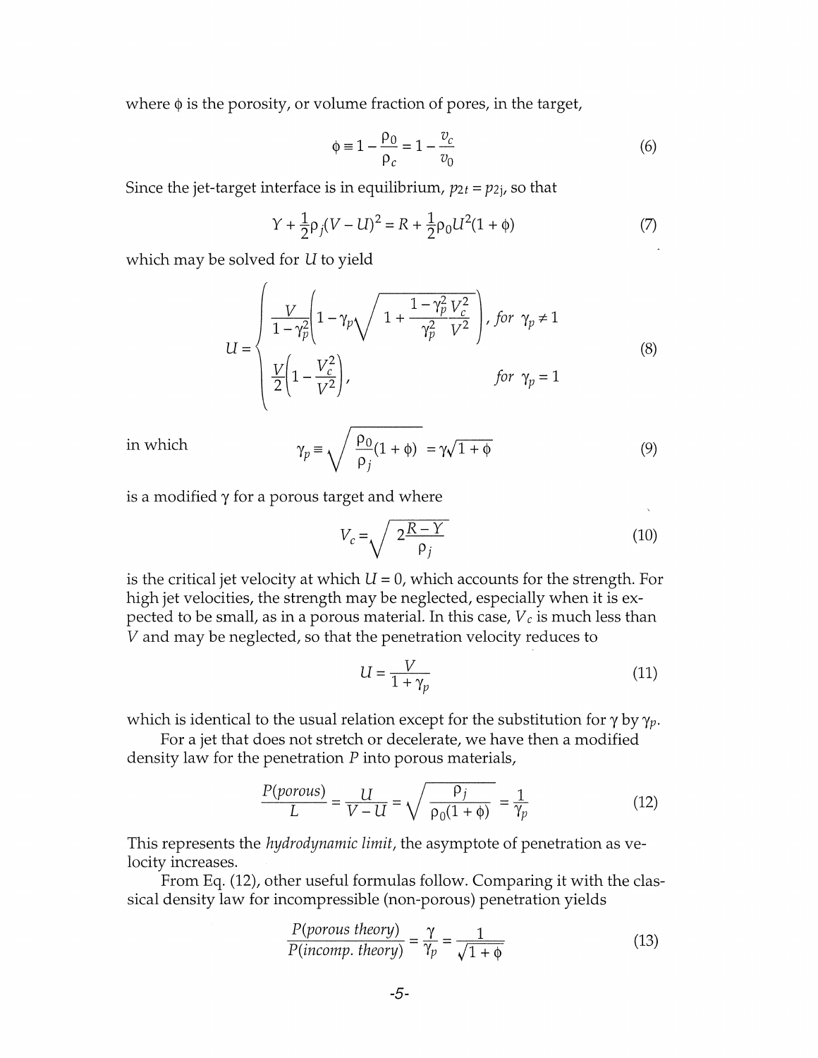where $\phi$ is the porosity, or volume fraction of pores, in the target,

$$\phi \equiv 1 - \frac{\rho_0}{\rho_c} = 1 - \frac{v_c}{v_0} \tag{6}$$

Since the jet-target interface is in equilibrium, $p_{2t} = p_{2j}$, so that

$$Y + \tfrac{1}{2}\rho_j(V - U)^2 = R + \tfrac{1}{2}\rho_0 U^2(1 + \phi) \tag{7}$$

which may be solved for $U$ to yield

$$U = \begin{cases} \dfrac{V}{1-\gamma_p^2}\left(1 - \gamma_p\sqrt{1 + \dfrac{1-\gamma_p^2}{\gamma_p^2}\dfrac{V_c^2}{V^2}}\right), & \text{for } \gamma_p \neq 1 \\[2ex] \dfrac{V}{2}\left(1 - \dfrac{V_c^2}{V^2}\right), & \text{for } \gamma_p = 1 \end{cases} \tag{8}$$

in which

$$\gamma_p \equiv \sqrt{\frac{\rho_0}{\rho_j}(1 + \phi)} = \gamma\sqrt{1 + \phi} \tag{9}$$

is a modified $\gamma$ for a porous target and where

$$V_c = \sqrt{2\frac{R - Y}{\rho_j}} \tag{10}$$

is the critical jet velocity at which $U = 0$, which accounts for the strength. For high jet velocities, the strength may be neglected, especially when it is expected to be small, as in a porous material. In this case, $V_c$ is much less than $V$ and may be neglected, so that the penetration velocity reduces to

$$U = \frac{V}{1 + \gamma_p} \tag{11}$$

which is identical to the usual relation except for the substitution for $\gamma$ by $\gamma_p$.

For a jet that does not stretch or decelerate, we have then a modified density law for the penetration $P$ into porous materials,

$$\frac{P(porous)}{L} = \frac{U}{V - U} = \sqrt{\frac{\rho_j}{\rho_0(1 + \phi)}} = \frac{1}{\gamma_p} \tag{12}$$

This represents the *hydrodynamic limit*, the asymptote of penetration as velocity increases.

From Eq. (12), other useful formulas follow. Comparing it with the classical density law for incompressible (non-porous) penetration yields

$$\frac{P(porous\ theory)}{P(incomp.\ theory)} = \frac{\gamma}{\gamma_p} = \frac{1}{\sqrt{1 + \phi}} \tag{13}$$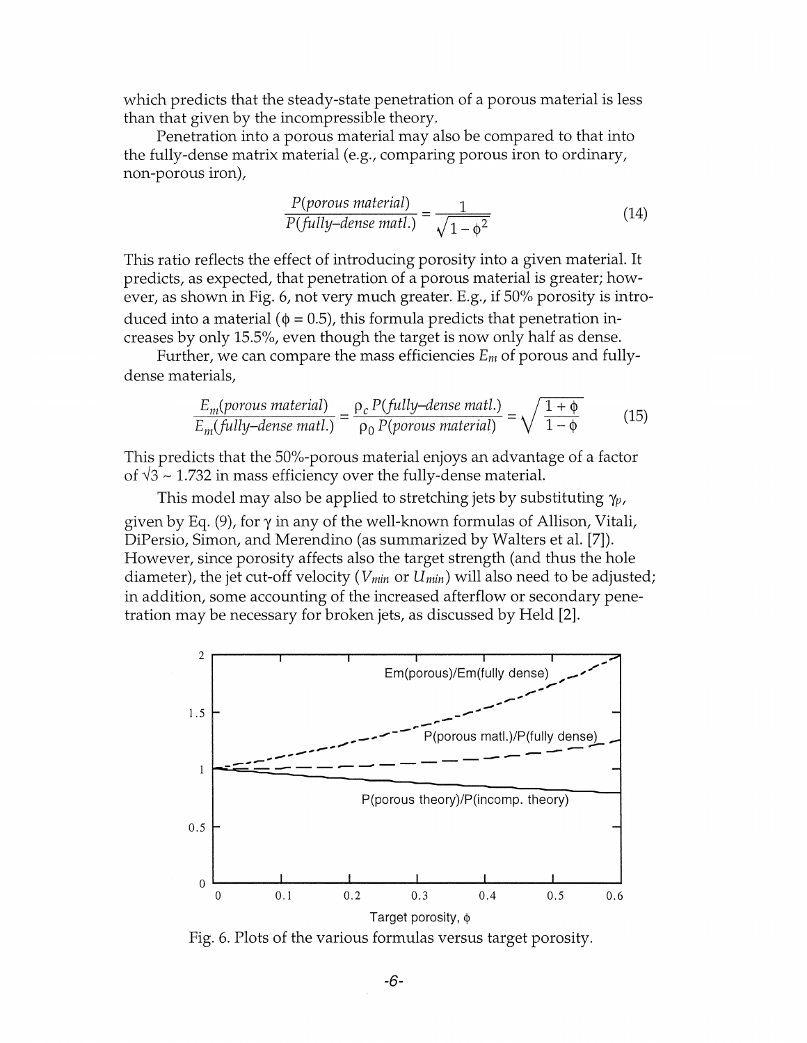which predicts that the steady-state penetration of a porous material is less than that given by the incompressible theory.

Penetration into a porous material may also be compared to that into the fully-dense matrix material (e.g., comparing porous iron to ordinary, non-porous iron),

$$\frac{P(porous\ material)}{P(fully\text{–}dense\ matl.)} = \frac{1}{\sqrt{1-\phi^2}} \tag{14}$$

This ratio reflects the effect of introducing porosity into a given material. It predicts, as expected, that penetration of a porous material is greater; however, as shown in Fig. 6, not very much greater. E.g., if 50% porosity is introduced into a material ($\phi = 0.5$), this formula predicts that penetration increases by only 15.5%, even though the target is now only half as dense.

Further, we can compare the mass efficiencies $E_m$ of porous and fully-dense materials,

$$\frac{E_m(porous\ material)}{E_m(fully\text{–}dense\ matl.)} = \frac{\rho_c\, P(fully\text{–}dense\ matl.)}{\rho_0\, P(porous\ material)} = \sqrt{\frac{1+\phi}{1-\phi}} \tag{15}$$

This predicts that the 50%-porous material enjoys an advantage of a factor of $\sqrt{3} \sim 1.732$ in mass efficiency over the fully-dense material.

This model may also be applied to stretching jets by substituting $\gamma_p$, given by Eq. (9), for $\gamma$ in any of the well-known formulas of Allison, Vitali, DiPersio, Simon, and Merendino (as summarized by Walters et al. [7]). However, since porosity affects also the target strength (and thus the hole diameter), the jet cut-off velocity ($V_{min}$ or $U_{min}$) will also need to be adjusted; in addition, some accounting of the increased afterflow or secondary penetration may be necessary for broken jets, as discussed by Held [2].

Fig. 6. Plots of the various formulas versus target porosity.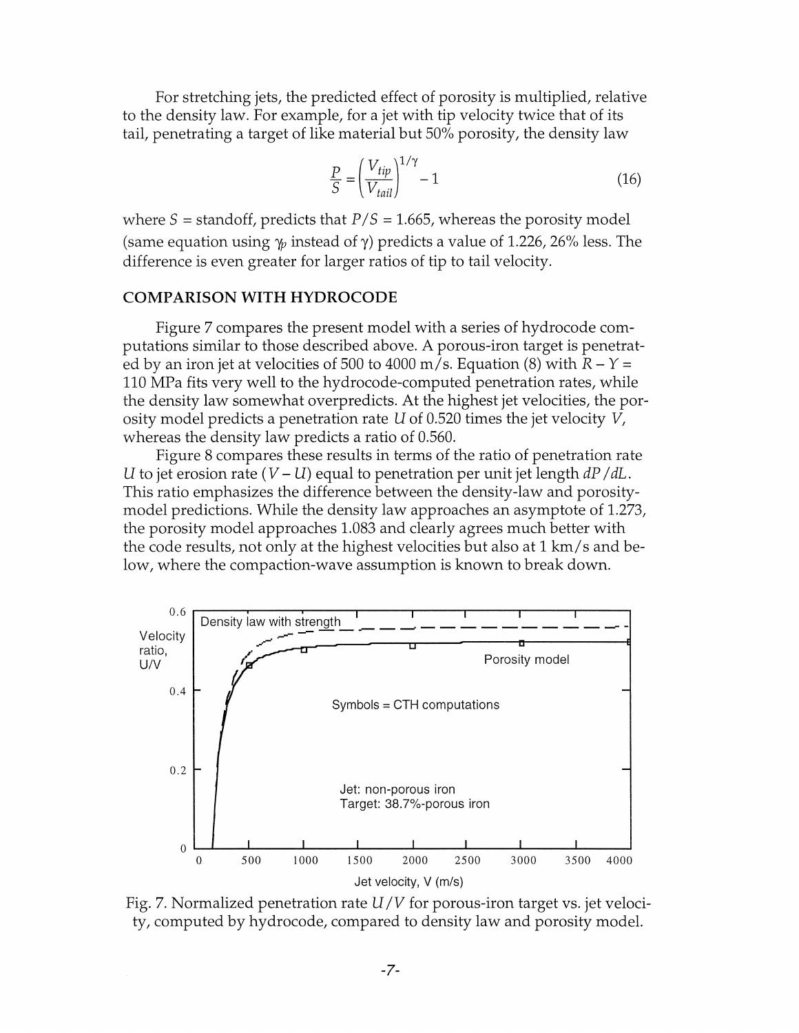For stretching jets, the predicted effect of porosity is multiplied, relative to the density law. For example, for a jet with tip velocity twice that of its tail, penetrating a target of like material but 50% porosity, the density law

$$\frac{P}{S} = \left(\frac{V_{tip}}{V_{tail}}\right)^{1/\gamma} - 1 \tag{16}$$

where $S$ = standoff, predicts that $P/S = 1.665$, whereas the porosity model (same equation using $\gamma_p$ instead of $\gamma$) predicts a value of 1.226, 26% less. The difference is even greater for larger ratios of tip to tail velocity.

## COMPARISON WITH HYDROCODE

Figure 7 compares the present model with a series of hydrocode computations similar to those described above. A porous-iron target is penetrated by an iron jet at velocities of 500 to 4000 m/s. Equation (8) with $R - Y$ = 110 MPa fits very well to the hydrocode-computed penetration rates, while the density law somewhat overpredicts. At the highest jet velocities, the porosity model predicts a penetration rate $U$ of 0.520 times the jet velocity $V$, whereas the density law predicts a ratio of 0.560.

Figure 8 compares these results in terms of the ratio of penetration rate $U$ to jet erosion rate $(V - U)$ equal to penetration per unit jet length $dP/dL$. This ratio emphasizes the difference between the density-law and porosity-model predictions. While the density law approaches an asymptote of 1.273, the porosity model approaches 1.083 and clearly agrees much better with the code results, not only at the highest velocities but also at 1 km/s and below, where the compaction-wave assumption is known to break down.

Fig. 7. Normalized penetration rate $U/V$ for porous-iron target vs. jet velocity, computed by hydrocode, compared to density law and porosity model.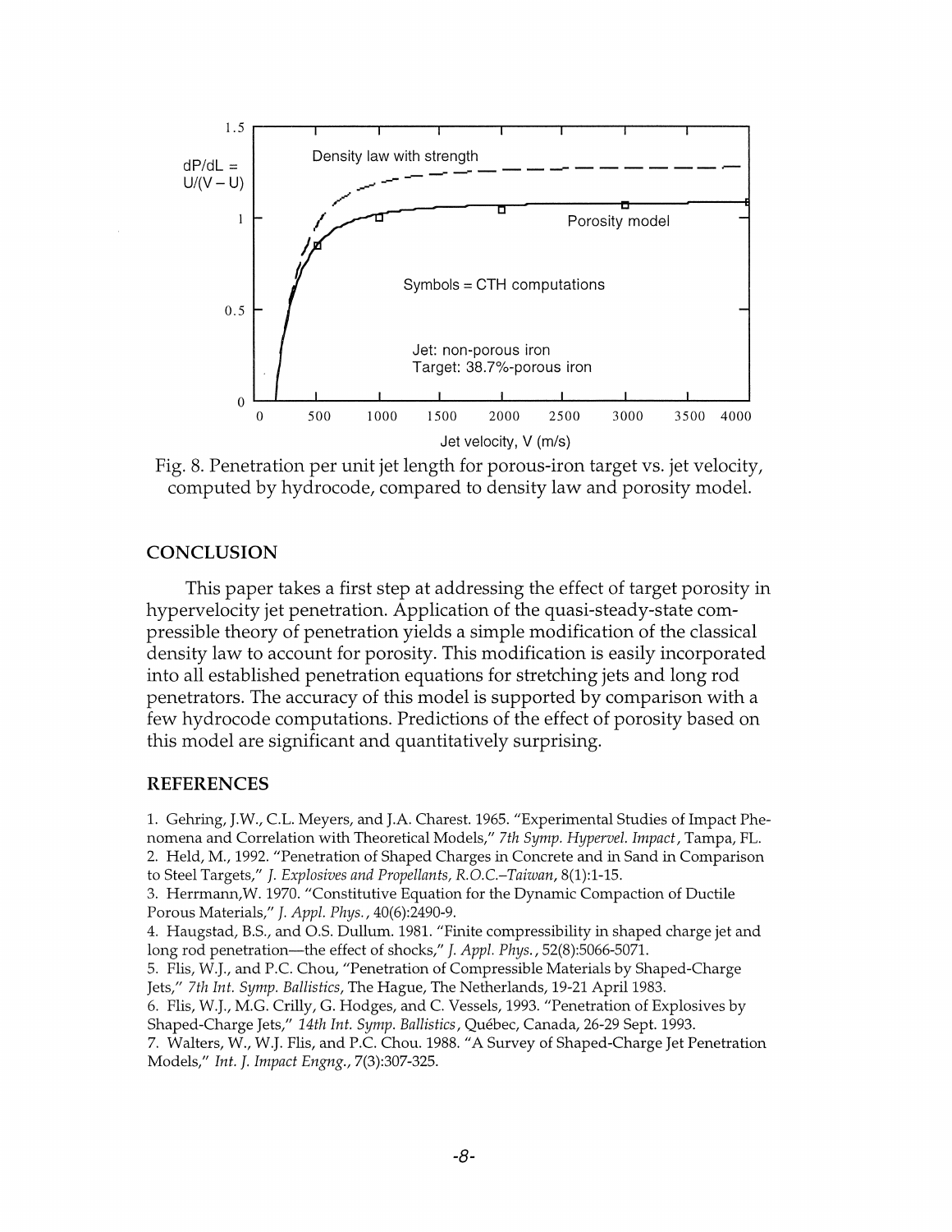1.5

dP/dL =
U/(V – U)

1

0.5

0

0 500 1000 1500 2000 2500 3000 3500 4000

Jet velocity, V (m/s)

Density law with strength

Porosity model

Symbols = CTH computations

Jet: non-porous iron
Target: 38.7%-porous iron

Fig. 8. Penetration per unit jet length for porous-iron target vs. jet velocity, computed by hydrocode, compared to density law and porosity model.

## CONCLUSION

This paper takes a first step at addressing the effect of target porosity in hypervelocity jet penetration. Application of the quasi-steady-state compressible theory of penetration yields a simple modification of the classical density law to account for porosity. This modification is easily incorporated into all established penetration equations for stretching jets and long rod penetrators. The accuracy of this model is supported by comparison with a few hydrocode computations. Predictions of the effect of porosity based on this model are significant and quantitatively surprising.

## REFERENCES

1. Gehring, J.W., C.L. Meyers, and J.A. Charest. 1965. "Experimental Studies of Impact Phenomena and Correlation with Theoretical Models," *7th Symp. Hypervel. Impact*, Tampa, FL.
2. Held, M., 1992. "Penetration of Shaped Charges in Concrete and in Sand in Comparison to Steel Targets," *J. Explosives and Propellants, R.O.C.–Taiwan*, 8(1):1-15.
3. Herrmann,W. 1970. "Constitutive Equation for the Dynamic Compaction of Ductile Porous Materials," *J. Appl. Phys.*, 40(6):2490-9.
4. Haugstad, B.S., and O.S. Dullum. 1981. "Finite compressibility in shaped charge jet and long rod penetration—the effect of shocks," *J. Appl. Phys.*, 52(8):5066-5071.
5. Flis, W.J., and P.C. Chou, "Penetration of Compressible Materials by Shaped-Charge Jets," *7th Int. Symp. Ballistics*, The Hague, The Netherlands, 19-21 April 1983.
6. Flis, W.J., M.G. Crilly, G. Hodges, and C. Vessels, 1993. "Penetration of Explosives by Shaped-Charge Jets," *14th Int. Symp. Ballistics*, Québec, Canada, 26-29 Sept. 1993.
7. Walters, W., W.J. Flis, and P.C. Chou. 1988. "A Survey of Shaped-Charge Jet Penetration Models," *Int. J. Impact Engng.*, 7(3):307-325.